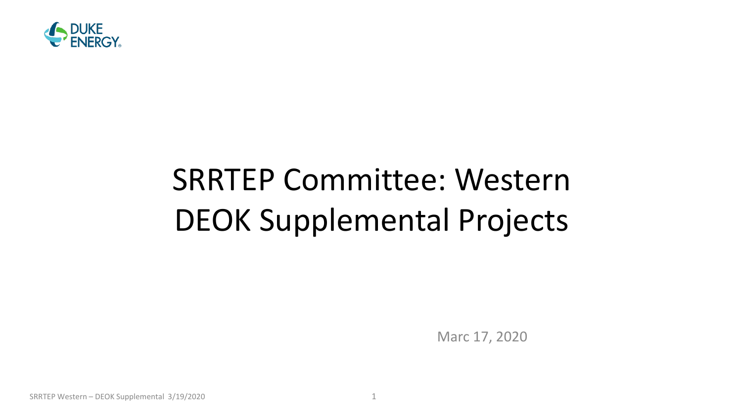# SRRTEP Committee: Western DEOK Supplemental Projects

Marc 17, 2020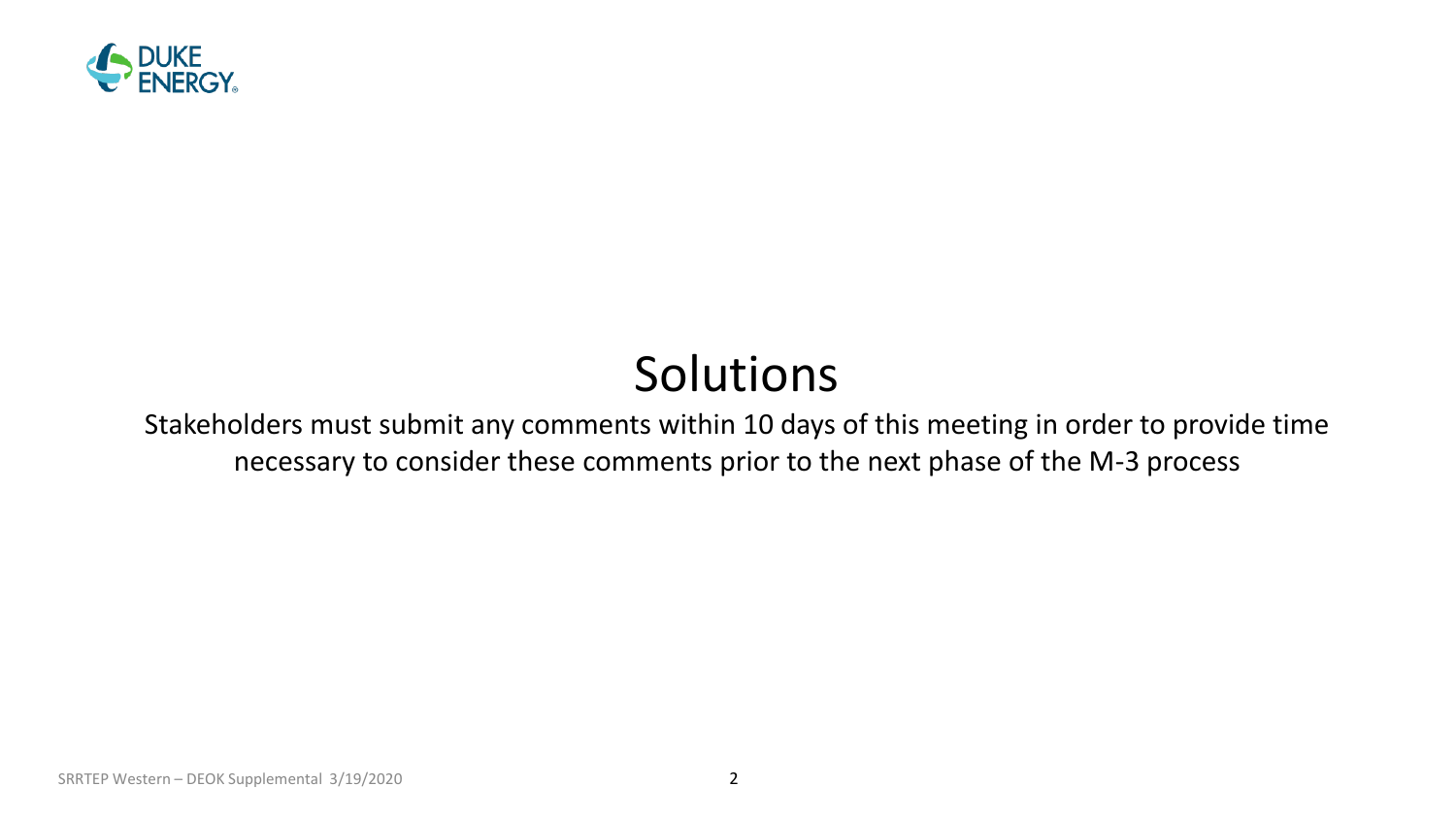# Solutions

Stakeholders must submit any comments within 10 days of this meeting in order to provide time necessary to consider these comments prior to the next phase of the M-3 process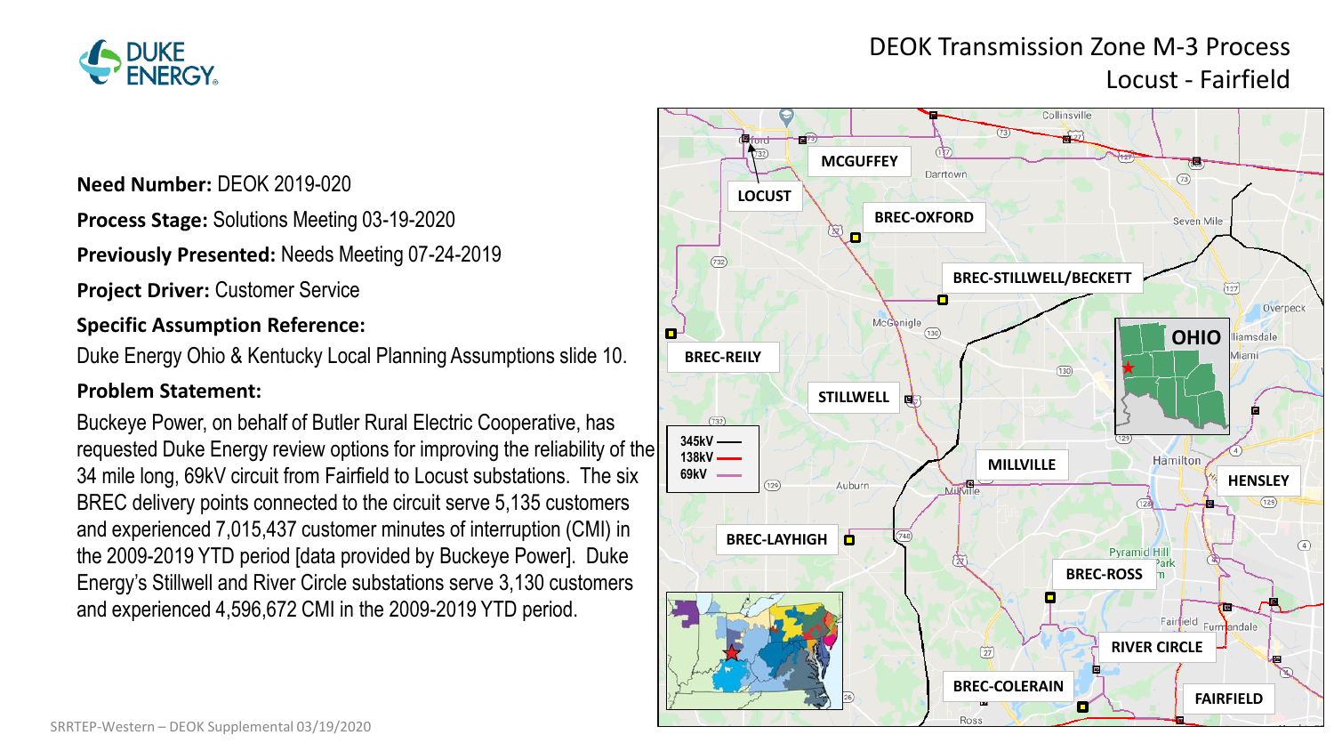# DEOK Transmission Zone M-3 Process
## Locust - Fairfield

**Need Number:** DEOK 2019-020

**Process Stage:** Solutions Meeting 03-19-2020

**Previously Presented:** Needs Meeting 07-24-2019

**Project Driver:** Customer Service

**Specific Assumption Reference:**

Duke Energy Ohio & Kentucky Local Planning Assumptions slide 10.

**Problem Statement:**

Buckeye Power, on behalf of Butler Rural Electric Cooperative, has requested Duke Energy review options for improving the reliability of the 34 mile long, 69kV circuit from Fairfield to Locust substations. The six BREC delivery points connected to the circuit serve 5,135 customers and experienced 7,015,437 customer minutes of interruption (CMI) in the 2009-2019 YTD period [data provided by Buckeye Power]. Duke Energy's Stillwell and River Circle substations serve 3,130 customers and experienced 4,596,672 CMI in the 2009-2019 YTD period.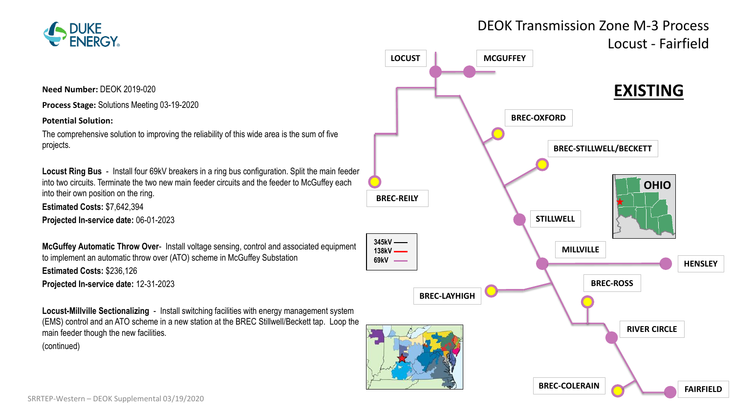# DEOK Transmission Zone M-3 Process
## Locust - Fairfield

**Need Number:** DEOK 2019-020

**Process Stage:** Solutions Meeting 03-19-2020

**Potential Solution:**

The comprehensive solution to improving the reliability of this wide area is the sum of five projects.

**Locust Ring Bus** - Install four 69kV breakers in a ring bus configuration. Split the main feeder into two circuits. Terminate the two new main feeder circuits and the feeder to McGuffey each into their own position on the ring.

**Estimated Costs:** $7,642,394

**Projected In-service date:** 06-01-2023

**McGuffey Automatic Throw Over**- Install voltage sensing, control and associated equipment to implement an automatic throw over (ATO) scheme in McGuffey Substation

**Estimated Costs:** $236,126

**Projected In-service date:** 12-31-2023

**Locust-Millville Sectionalizing** - Install switching facilities with energy management system (EMS) control and an ATO scheme in a new station at the BREC Stillwell/Beckett tap. Loop the main feeder though the new facilities.

(continued)

**EXISTING**

LOCUST, MCGUFFEY, BREC-OXFORD, BREC-STILLWELL/BECKETT, BREC-REILY, STILLWELL, MILLVILLE, HENSLEY, BREC-ROSS, BREC-LAYHIGH, RIVER CIRCLE, BREC-COLERAIN, FAIRFIELD

OHIO

345kV
138kV
69kV

SRRTEP-Western – DEOK Supplemental 03/19/2020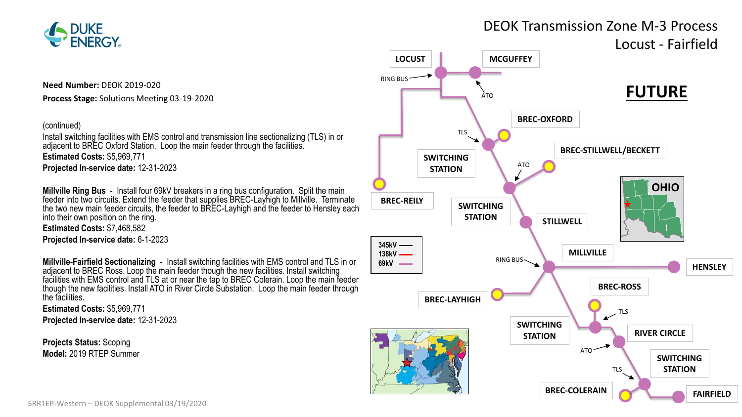# DEOK Transmission Zone M-3 Process
## Locust - Fairfield

**Need Number:** DEOK 2019-020

**Process Stage:** Solutions Meeting 03-19-2020

(continued)

Install switching facilities with EMS control and transmission line sectionalizing (TLS) in or adjacent to BREC Oxford Station. Loop the main feeder through the facilities.

**Estimated Costs:** $5,969,771

**Projected In-service date:** 12-31-2023

**Millville Ring Bus** - Install four 69kV breakers in a ring bus configuration. Split the main feeder into two circuits. Extend the feeder that supplies BREC-Layhigh to Millville. Terminate the two new main feeder circuits, the feeder to BREC-Layhigh and the feeder to Hensley each into their own position on the ring.

**Estimated Costs:** $7,468,582

**Projected In-service date:** 6-1-2023

**Millville-Fairfield Sectionalizing** - Install switching facilities with EMS control and TLS in or adjacent to BREC Ross. Loop the main feeder though the new facilities. Install switching facilities with EMS control and TLS at or near the tap to BREC Colerain. Loop the main feeder though the new facilities. Install ATO in River Circle Substation. Loop the main feeder through the facilities.

**Estimated Costs:** $5,969,771

**Projected In-service date:** 12-31-2023

**Projects Status:** Scoping

**Model:** 2019 RTEP Summer

**FUTURE**

LOCUST, MCGUFFEY, RING BUS, ATO, BREC-OXFORD, TLS, SWITCHING STATION, BREC-STILLWELL/BECKETT, ATO, OHIO, BREC-REILY, SWITCHING STATION, STILLWELL, MILLVILLE, RING BUS, HENSLEY, BREC-ROSS, BREC-LAYHIGH, TLS, SWITCHING STATION, RIVER CIRCLE, ATO, SWITCHING STATION, TLS, BREC-COLERAIN, FAIRFIELD

345kV
138kV
69kV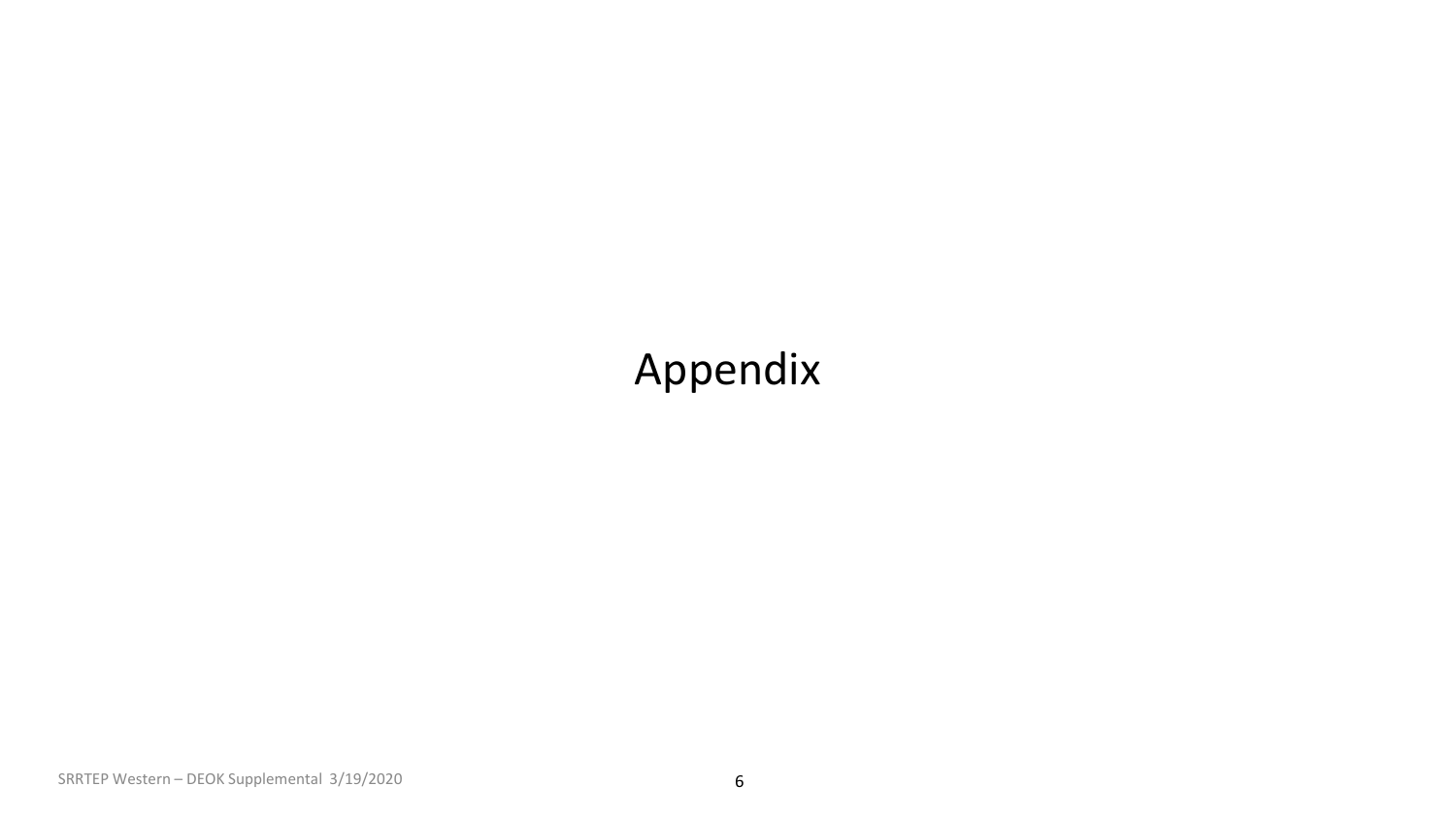# Appendix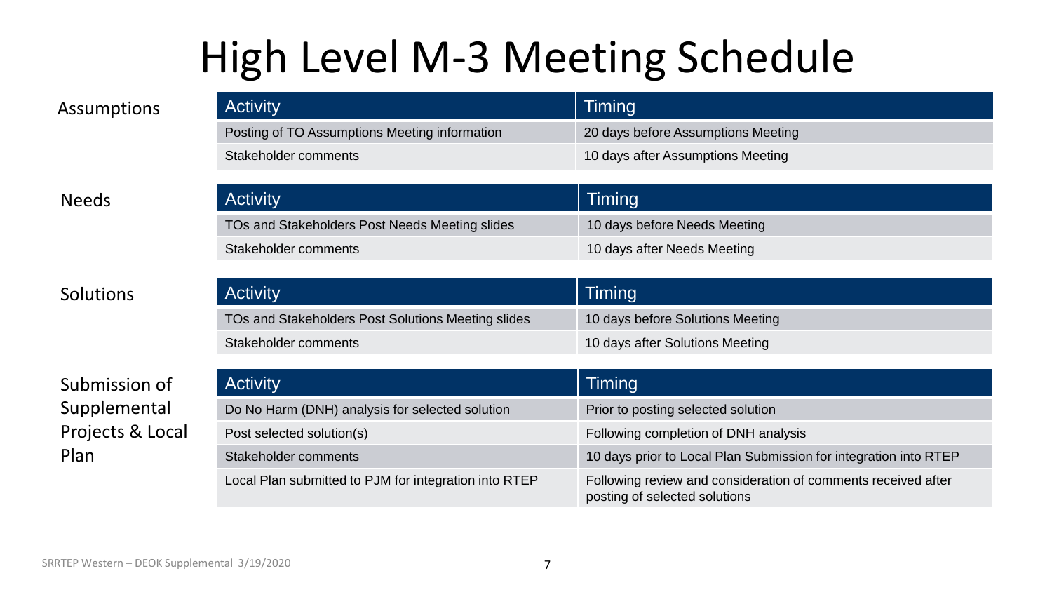# High Level M-3 Meeting Schedule

**Assumptions**

| Activity | Timing |
| --- | --- |
| Posting of TO Assumptions Meeting information | 20 days before Assumptions Meeting |
| Stakeholder comments | 10 days after Assumptions Meeting |

**Needs**

| Activity | Timing |
| --- | --- |
| TOs and Stakeholders Post Needs Meeting slides | 10 days before Needs Meeting |
| Stakeholder comments | 10 days after Needs Meeting |

**Solutions**

| Activity | Timing |
| --- | --- |
| TOs and Stakeholders Post Solutions Meeting slides | 10 days before Solutions Meeting |
| Stakeholder comments | 10 days after Solutions Meeting |

**Submission of Supplemental Projects & Local Plan**

| Activity | Timing |
| --- | --- |
| Do No Harm (DNH) analysis for selected solution | Prior to posting selected solution |
| Post selected solution(s) | Following completion of DNH analysis |
| Stakeholder comments | 10 days prior to Local Plan Submission for integration into RTEP |
| Local Plan submitted to PJM for integration into RTEP | Following review and consideration of comments received after posting of selected solutions |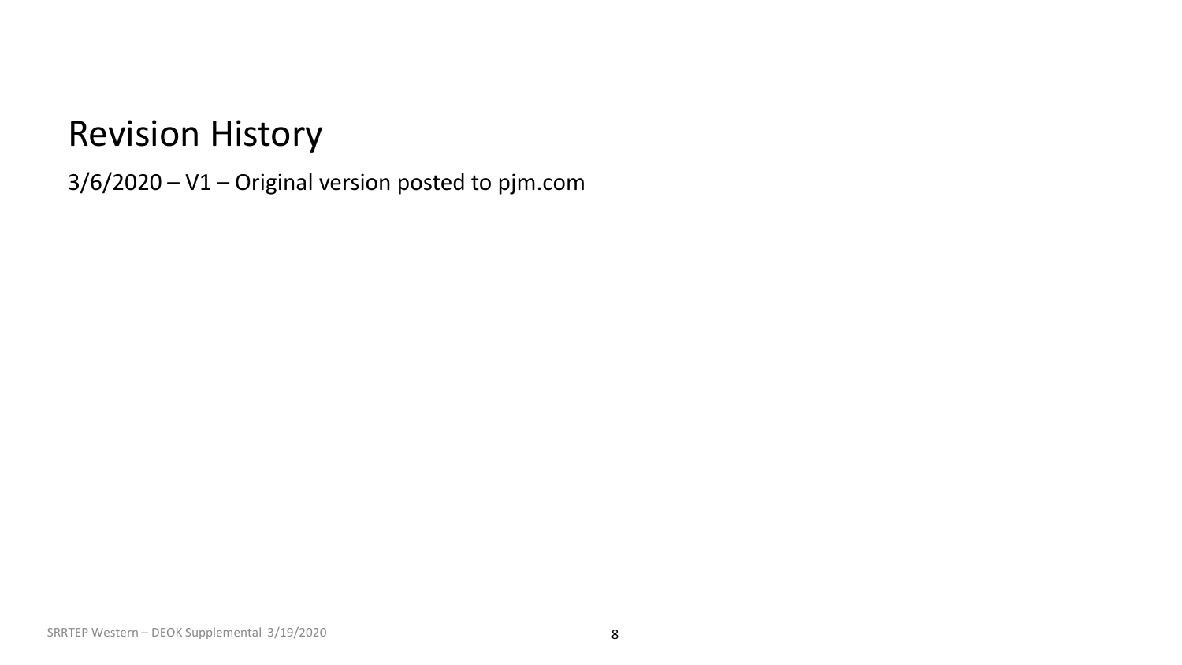# Revision History

3/6/2020 – V1 – Original version posted to pjm.com